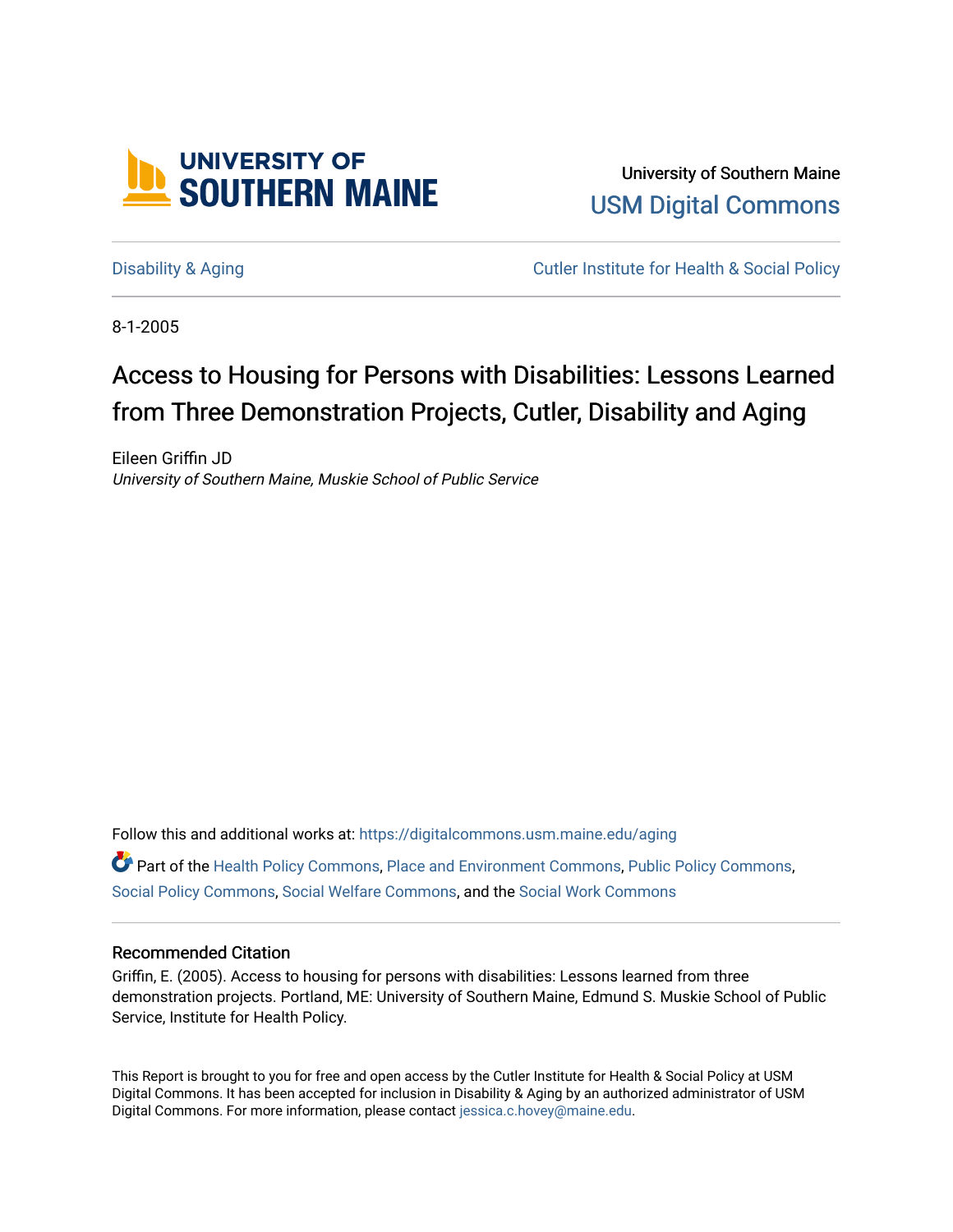University of Southern Maine

USM Digital Commons

Disability & Aging

Cutler Institute for Health & Social Policy

8-1-2005

# Access to Housing for Persons with Disabilities: Lessons Learned from Three Demonstration Projects, Cutler, Disability and Aging

Eileen Griffin JD
*University of Southern Maine, Muskie School of Public Service*

Follow this and additional works at: https://digitalcommons.usm.maine.edu/aging

Part of the Health Policy Commons, Place and Environment Commons, Public Policy Commons, Social Policy Commons, Social Welfare Commons, and the Social Work Commons

## Recommended Citation

Griffin, E. (2005). Access to housing for persons with disabilities: Lessons learned from three demonstration projects. Portland, ME: University of Southern Maine, Edmund S. Muskie School of Public Service, Institute for Health Policy.

This Report is brought to you for free and open access by the Cutler Institute for Health & Social Policy at USM Digital Commons. It has been accepted for inclusion in Disability & Aging by an authorized administrator of USM Digital Commons. For more information, please contact jessica.c.hovey@maine.edu.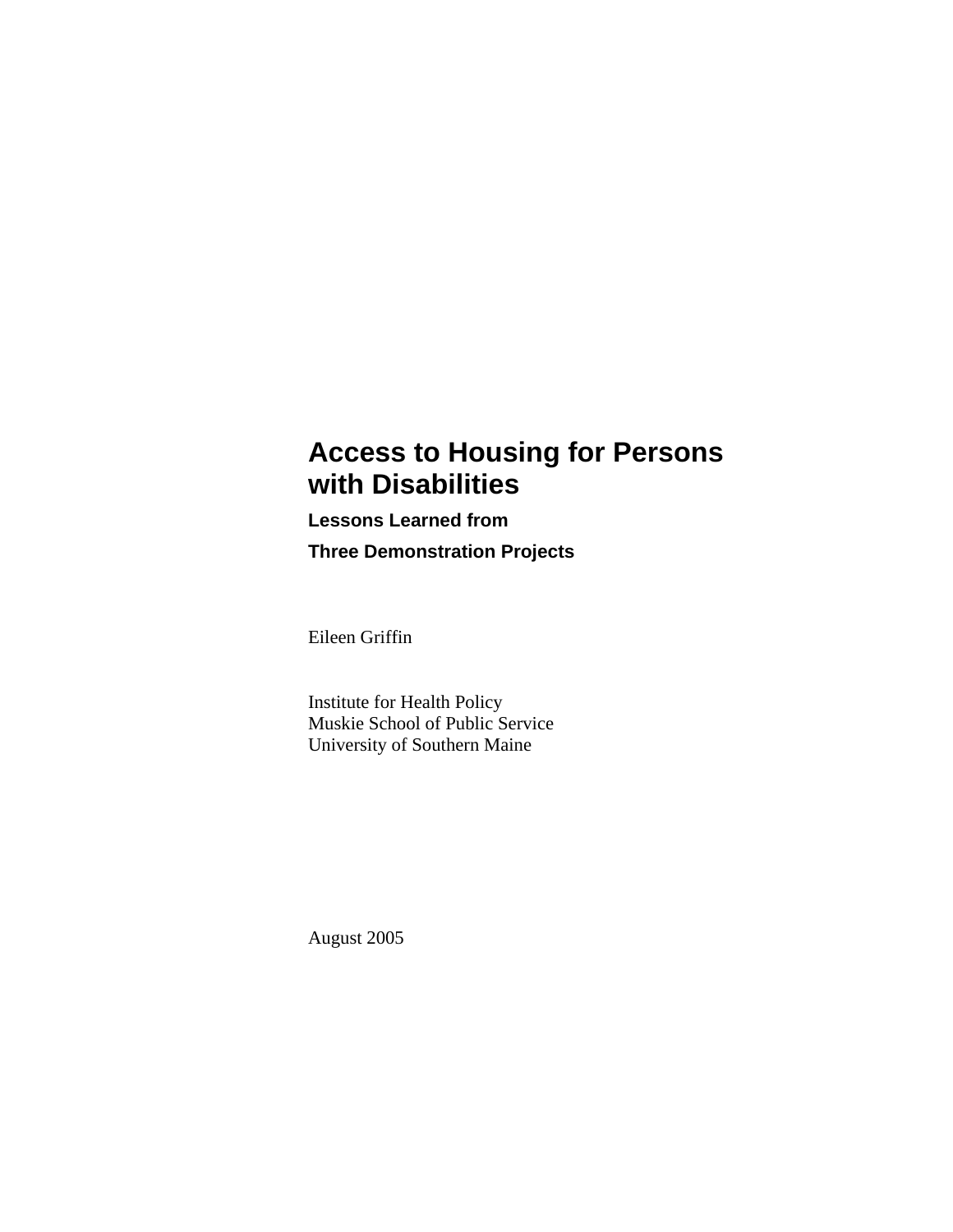# Access to Housing for Persons with Disabilities

**Lessons Learned from**

**Three Demonstration Projects**

Eileen Griffin

Institute for Health Policy
Muskie School of Public Service
University of Southern Maine

August 2005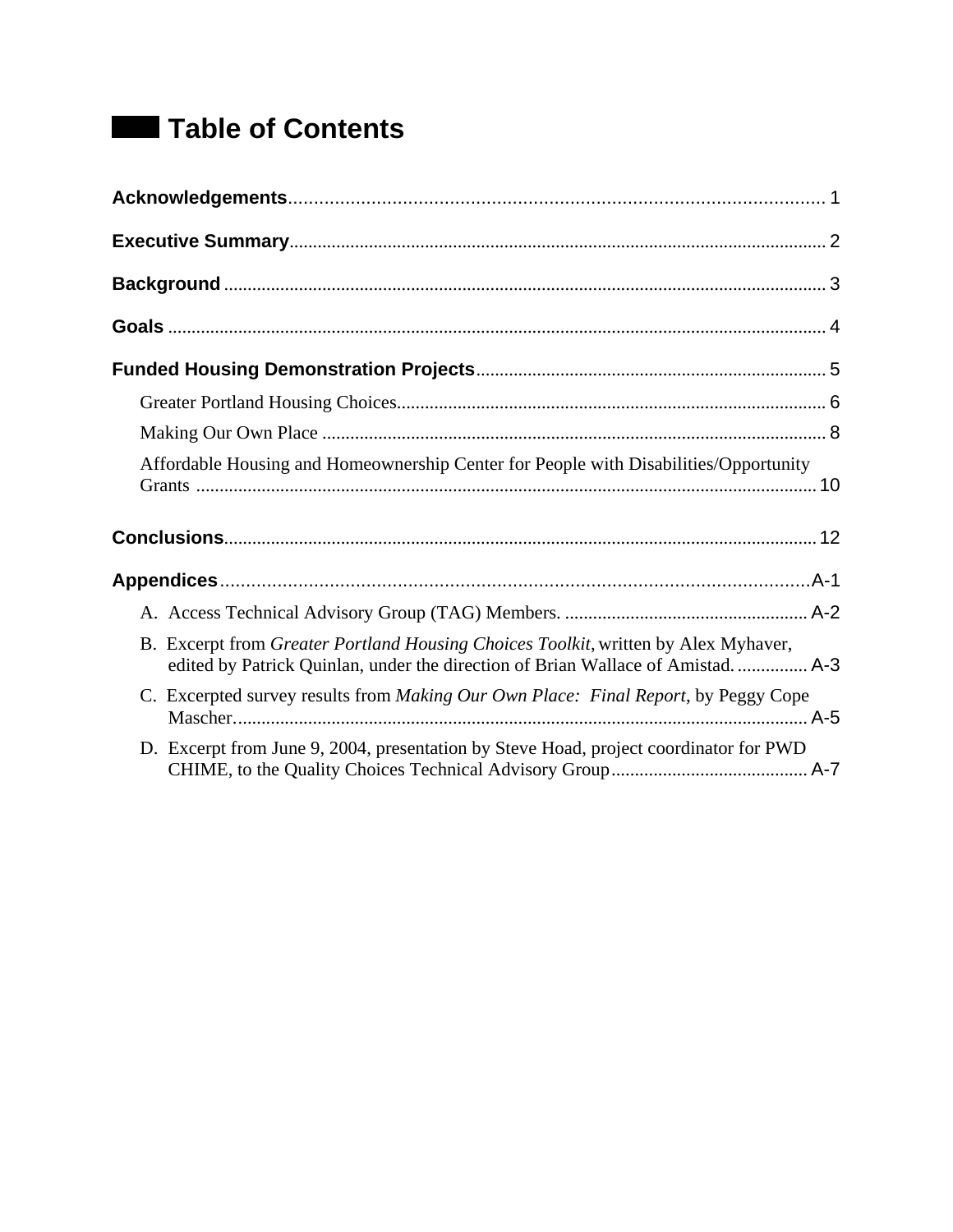# Table of Contents

**Acknowledgements** ........................................................................................................ 1

**Executive Summary** ........................................................................................................ 2

**Background** ........................................................................................................ 3

**Goals** ........................................................................................................ 4

**Funded Housing Demonstration Projects** ........................................................................................................ 5

- Greater Portland Housing Choices........................................................................................................ 6
- Making Our Own Place ........................................................................................................ 8
- Affordable Housing and Homeownership Center for People with Disabilities/Opportunity Grants ........................................................................................................ 10

**Conclusions** ........................................................................................................ 12

**Appendices** ........................................................................................................ A-1

- A. Access Technical Advisory Group (TAG) Members. ........................................................................................................ A-2
- B. Excerpt from *Greater Portland Housing Choices Toolkit*, written by Alex Myhaver, edited by Patrick Quinlan, under the direction of Brian Wallace of Amistad. ............... A-3
- C. Excerpted survey results from *Making Our Own Place: Final Report*, by Peggy Cope Mascher. ........................................................................................................ A-5
- D. Excerpt from June 9, 2004, presentation by Steve Hoad, project coordinator for PWD CHIME, to the Quality Choices Technical Advisory Group ........................................... A-7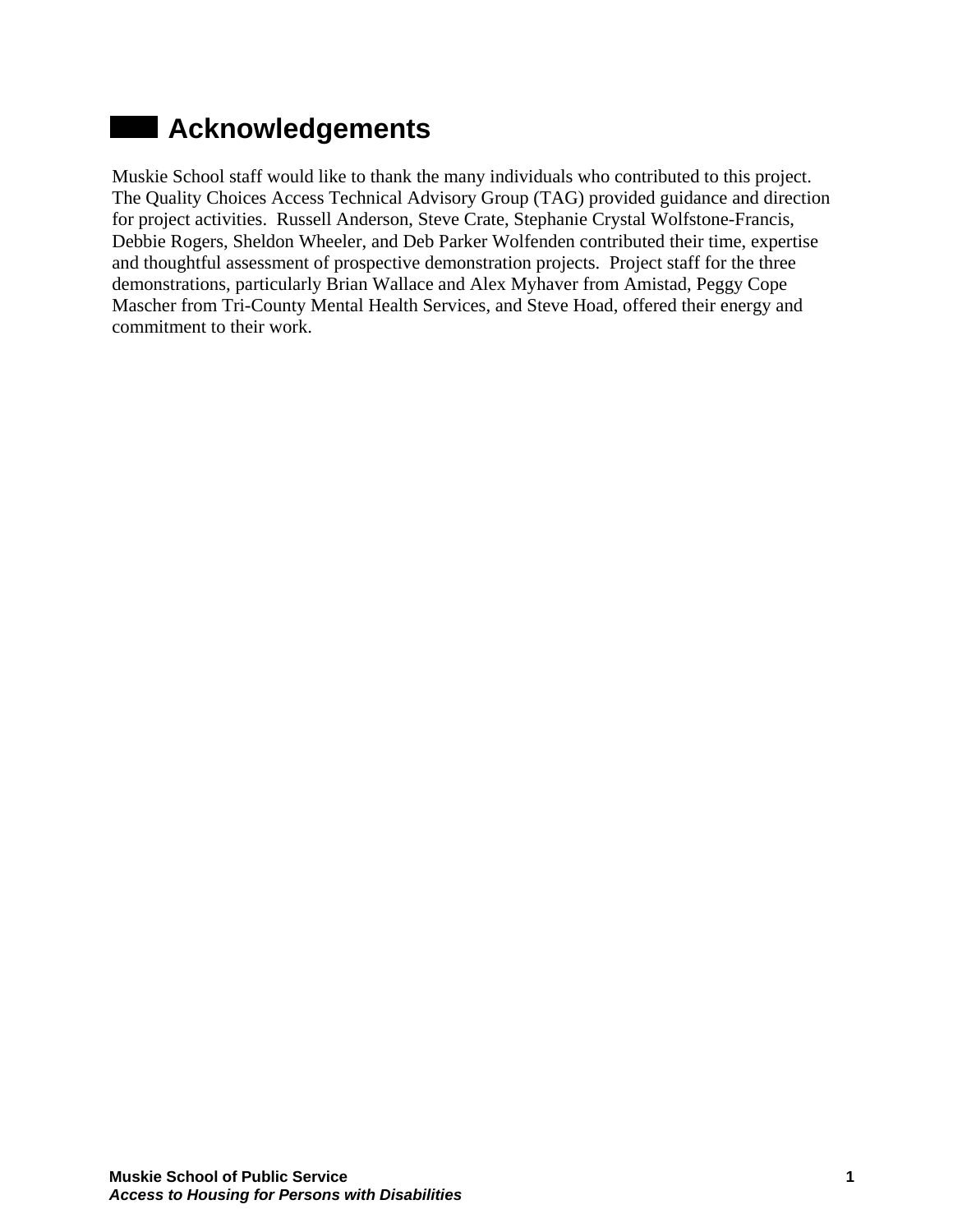# Acknowledgements

Muskie School staff would like to thank the many individuals who contributed to this project. The Quality Choices Access Technical Advisory Group (TAG) provided guidance and direction for project activities. Russell Anderson, Steve Crate, Stephanie Crystal Wolfstone-Francis, Debbie Rogers, Sheldon Wheeler, and Deb Parker Wolfenden contributed their time, expertise and thoughtful assessment of prospective demonstration projects. Project staff for the three demonstrations, particularly Brian Wallace and Alex Myhaver from Amistad, Peggy Cope Mascher from Tri-County Mental Health Services, and Steve Hoad, offered their energy and commitment to their work.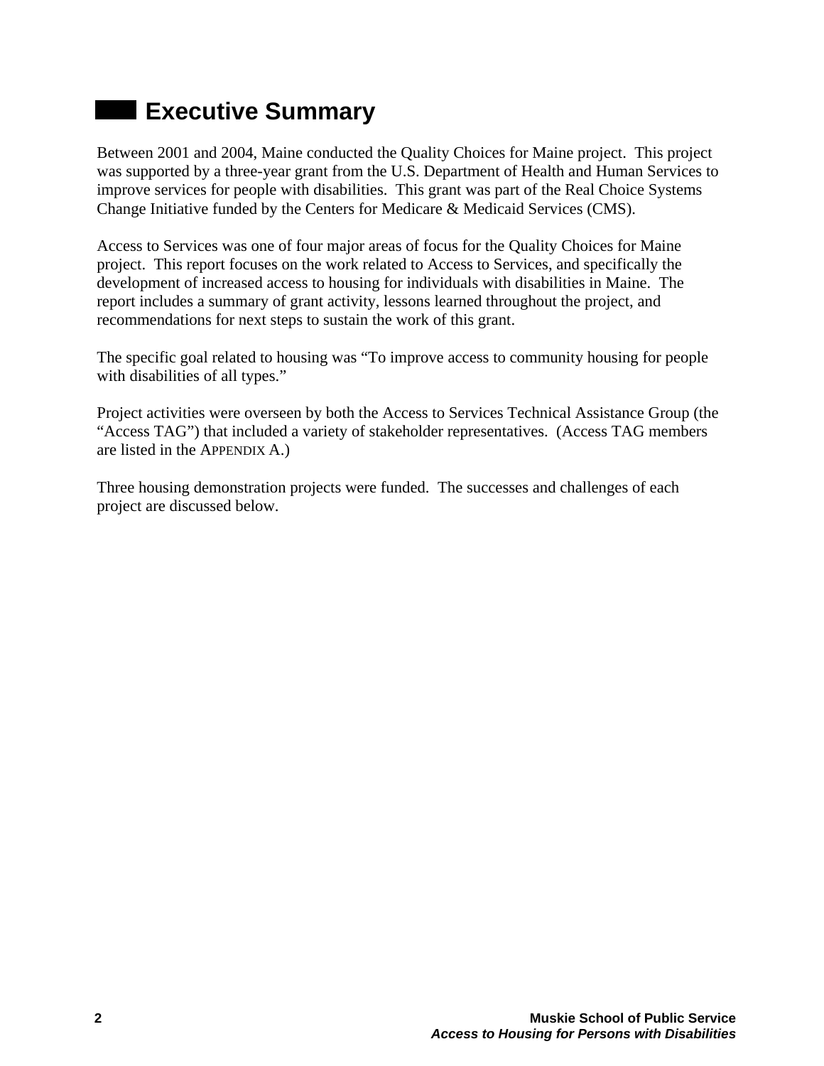# Executive Summary

Between 2001 and 2004, Maine conducted the Quality Choices for Maine project. This project was supported by a three-year grant from the U.S. Department of Health and Human Services to improve services for people with disabilities. This grant was part of the Real Choice Systems Change Initiative funded by the Centers for Medicare & Medicaid Services (CMS).

Access to Services was one of four major areas of focus for the Quality Choices for Maine project. This report focuses on the work related to Access to Services, and specifically the development of increased access to housing for individuals with disabilities in Maine. The report includes a summary of grant activity, lessons learned throughout the project, and recommendations for next steps to sustain the work of this grant.

The specific goal related to housing was "To improve access to community housing for people with disabilities of all types."

Project activities were overseen by both the Access to Services Technical Assistance Group (the "Access TAG") that included a variety of stakeholder representatives. (Access TAG members are listed in the APPENDIX A.)

Three housing demonstration projects were funded. The successes and challenges of each project are discussed below.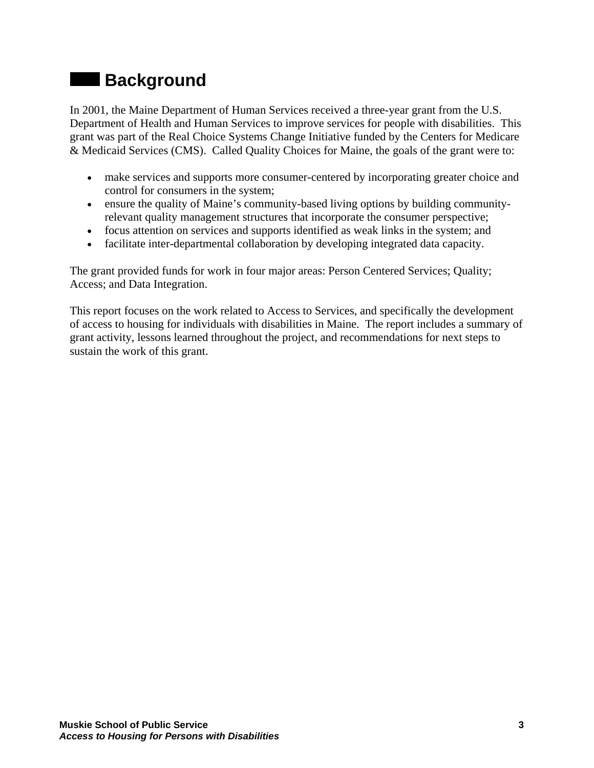# Background

In 2001, the Maine Department of Human Services received a three-year grant from the U.S. Department of Health and Human Services to improve services for people with disabilities. This grant was part of the Real Choice Systems Change Initiative funded by the Centers for Medicare & Medicaid Services (CMS). Called Quality Choices for Maine, the goals of the grant were to:

- make services and supports more consumer-centered by incorporating greater choice and control for consumers in the system;
- ensure the quality of Maine's community-based living options by building community-relevant quality management structures that incorporate the consumer perspective;
- focus attention on services and supports identified as weak links in the system; and
- facilitate inter-departmental collaboration by developing integrated data capacity.

The grant provided funds for work in four major areas: Person Centered Services; Quality; Access; and Data Integration.

This report focuses on the work related to Access to Services, and specifically the development of access to housing for individuals with disabilities in Maine. The report includes a summary of grant activity, lessons learned throughout the project, and recommendations for next steps to sustain the work of this grant.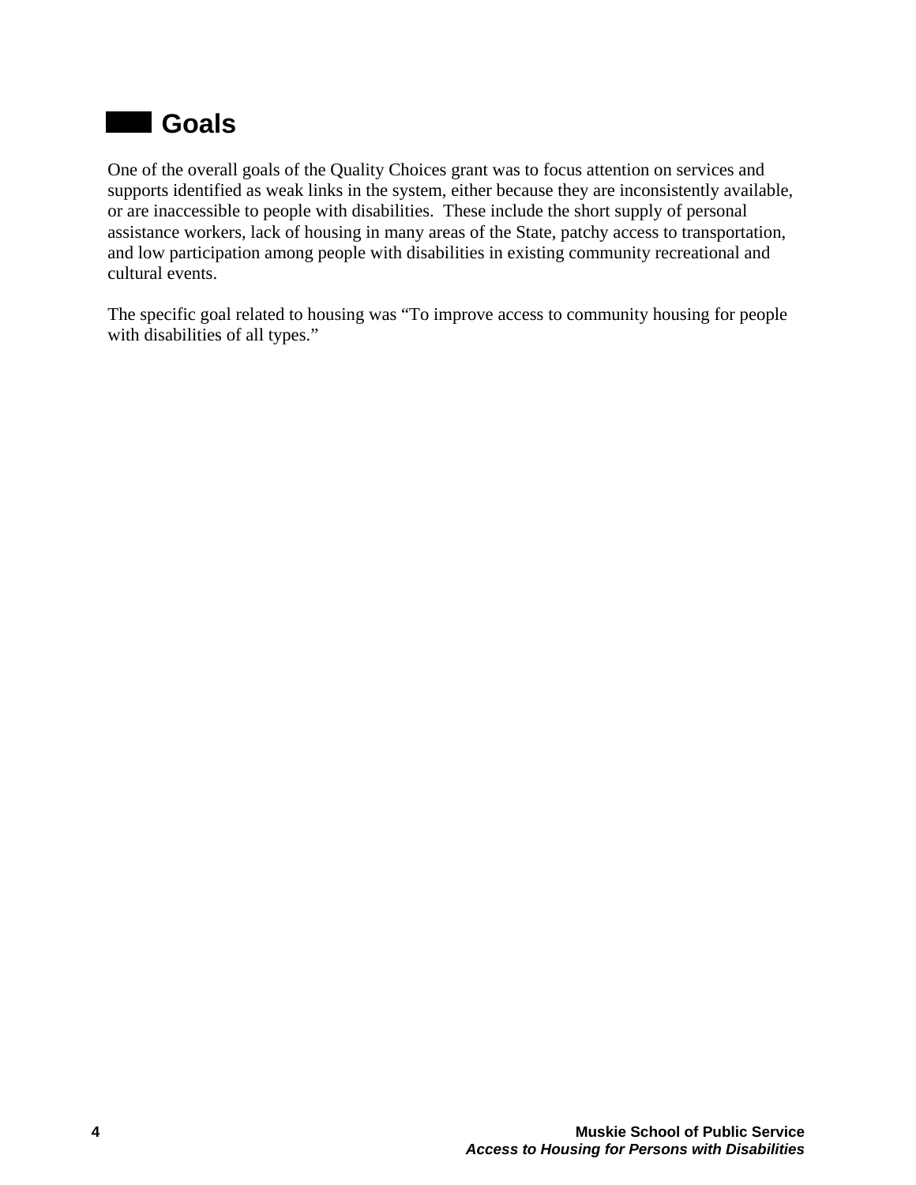# Goals

One of the overall goals of the Quality Choices grant was to focus attention on services and supports identified as weak links in the system, either because they are inconsistently available, or are inaccessible to people with disabilities. These include the short supply of personal assistance workers, lack of housing in many areas of the State, patchy access to transportation, and low participation among people with disabilities in existing community recreational and cultural events.

The specific goal related to housing was "To improve access to community housing for people with disabilities of all types."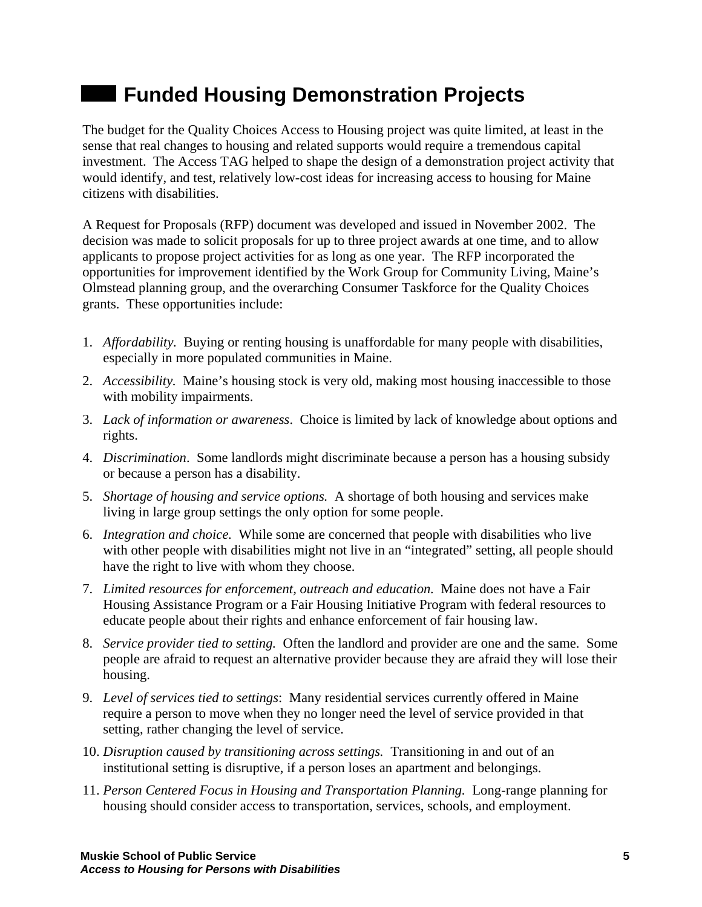# Funded Housing Demonstration Projects

The budget for the Quality Choices Access to Housing project was quite limited, at least in the sense that real changes to housing and related supports would require a tremendous capital investment. The Access TAG helped to shape the design of a demonstration project activity that would identify, and test, relatively low-cost ideas for increasing access to housing for Maine citizens with disabilities.

A Request for Proposals (RFP) document was developed and issued in November 2002. The decision was made to solicit proposals for up to three project awards at one time, and to allow applicants to propose project activities for as long as one year. The RFP incorporated the opportunities for improvement identified by the Work Group for Community Living, Maine's Olmstead planning group, and the overarching Consumer Taskforce for the Quality Choices grants. These opportunities include:

1. *Affordability.* Buying or renting housing is unaffordable for many people with disabilities, especially in more populated communities in Maine.
2. *Accessibility.* Maine's housing stock is very old, making most housing inaccessible to those with mobility impairments.
3. *Lack of information or awareness*. Choice is limited by lack of knowledge about options and rights.
4. *Discrimination*. Some landlords might discriminate because a person has a housing subsidy or because a person has a disability.
5. *Shortage of housing and service options.* A shortage of both housing and services make living in large group settings the only option for some people.
6. *Integration and choice.* While some are concerned that people with disabilities who live with other people with disabilities might not live in an "integrated" setting, all people should have the right to live with whom they choose.
7. *Limited resources for enforcement, outreach and education.* Maine does not have a Fair Housing Assistance Program or a Fair Housing Initiative Program with federal resources to educate people about their rights and enhance enforcement of fair housing law.
8. *Service provider tied to setting.* Often the landlord and provider are one and the same. Some people are afraid to request an alternative provider because they are afraid they will lose their housing.
9. *Level of services tied to settings*: Many residential services currently offered in Maine require a person to move when they no longer need the level of service provided in that setting, rather changing the level of service.
10. *Disruption caused by transitioning across settings.* Transitioning in and out of an institutional setting is disruptive, if a person loses an apartment and belongings.
11. *Person Centered Focus in Housing and Transportation Planning.* Long-range planning for housing should consider access to transportation, services, schools, and employment.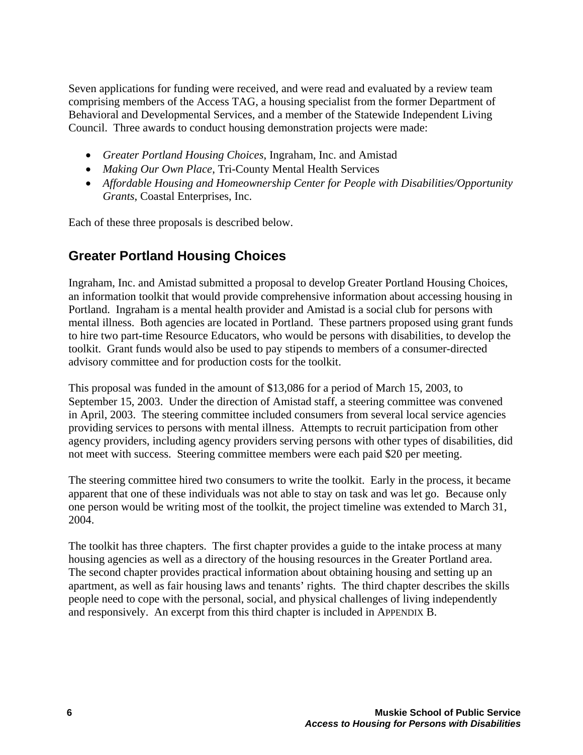Seven applications for funding were received, and were read and evaluated by a review team comprising members of the Access TAG, a housing specialist from the former Department of Behavioral and Developmental Services, and a member of the Statewide Independent Living Council. Three awards to conduct housing demonstration projects were made:

- *Greater Portland Housing Choices*, Ingraham, Inc. and Amistad
- *Making Our Own Place*, Tri-County Mental Health Services
- *Affordable Housing and Homeownership Center for People with Disabilities/Opportunity Grants*, Coastal Enterprises, Inc.

Each of these three proposals is described below.

## Greater Portland Housing Choices

Ingraham, Inc. and Amistad submitted a proposal to develop Greater Portland Housing Choices, an information toolkit that would provide comprehensive information about accessing housing in Portland. Ingraham is a mental health provider and Amistad is a social club for persons with mental illness. Both agencies are located in Portland. These partners proposed using grant funds to hire two part-time Resource Educators, who would be persons with disabilities, to develop the toolkit. Grant funds would also be used to pay stipends to members of a consumer-directed advisory committee and for production costs for the toolkit.

This proposal was funded in the amount of $13,086 for a period of March 15, 2003, to September 15, 2003. Under the direction of Amistad staff, a steering committee was convened in April, 2003. The steering committee included consumers from several local service agencies providing services to persons with mental illness. Attempts to recruit participation from other agency providers, including agency providers serving persons with other types of disabilities, did not meet with success. Steering committee members were each paid $20 per meeting.

The steering committee hired two consumers to write the toolkit. Early in the process, it became apparent that one of these individuals was not able to stay on task and was let go. Because only one person would be writing most of the toolkit, the project timeline was extended to March 31, 2004.

The toolkit has three chapters. The first chapter provides a guide to the intake process at many housing agencies as well as a directory of the housing resources in the Greater Portland area. The second chapter provides practical information about obtaining housing and setting up an apartment, as well as fair housing laws and tenants' rights. The third chapter describes the skills people need to cope with the personal, social, and physical challenges of living independently and responsively. An excerpt from this third chapter is included in APPENDIX B.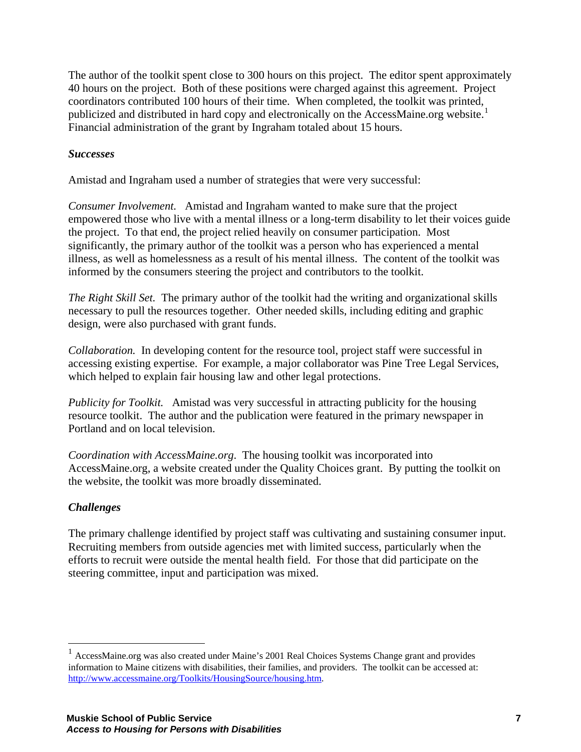The author of the toolkit spent close to 300 hours on this project. The editor spent approximately 40 hours on the project. Both of these positions were charged against this agreement. Project coordinators contributed 100 hours of their time. When completed, the toolkit was printed, publicized and distributed in hard copy and electronically on the AccessMaine.org website.[1] Financial administration of the grant by Ingraham totaled about 15 hours.

### *Successes*

Amistad and Ingraham used a number of strategies that were very successful:

*Consumer Involvement.* Amistad and Ingraham wanted to make sure that the project empowered those who live with a mental illness or a long-term disability to let their voices guide the project. To that end, the project relied heavily on consumer participation. Most significantly, the primary author of the toolkit was a person who has experienced a mental illness, as well as homelessness as a result of his mental illness. The content of the toolkit was informed by the consumers steering the project and contributors to the toolkit.

*The Right Skill Set.* The primary author of the toolkit had the writing and organizational skills necessary to pull the resources together. Other needed skills, including editing and graphic design, were also purchased with grant funds.

*Collaboration.* In developing content for the resource tool, project staff were successful in accessing existing expertise. For example, a major collaborator was Pine Tree Legal Services, which helped to explain fair housing law and other legal protections.

*Publicity for Toolkit.* Amistad was very successful in attracting publicity for the housing resource toolkit. The author and the publication were featured in the primary newspaper in Portland and on local television.

*Coordination with AccessMaine.org.* The housing toolkit was incorporated into AccessMaine.org, a website created under the Quality Choices grant. By putting the toolkit on the website, the toolkit was more broadly disseminated.

### *Challenges*

The primary challenge identified by project staff was cultivating and sustaining consumer input. Recruiting members from outside agencies met with limited success, particularly when the efforts to recruit were outside the mental health field. For those that did participate on the steering committee, input and participation was mixed.

---

[1] AccessMaine.org was also created under Maine's 2001 Real Choices Systems Change grant and provides information to Maine citizens with disabilities, their families, and providers. The toolkit can be accessed at: http://www.accessmaine.org/Toolkits/HousingSource/housing.htm.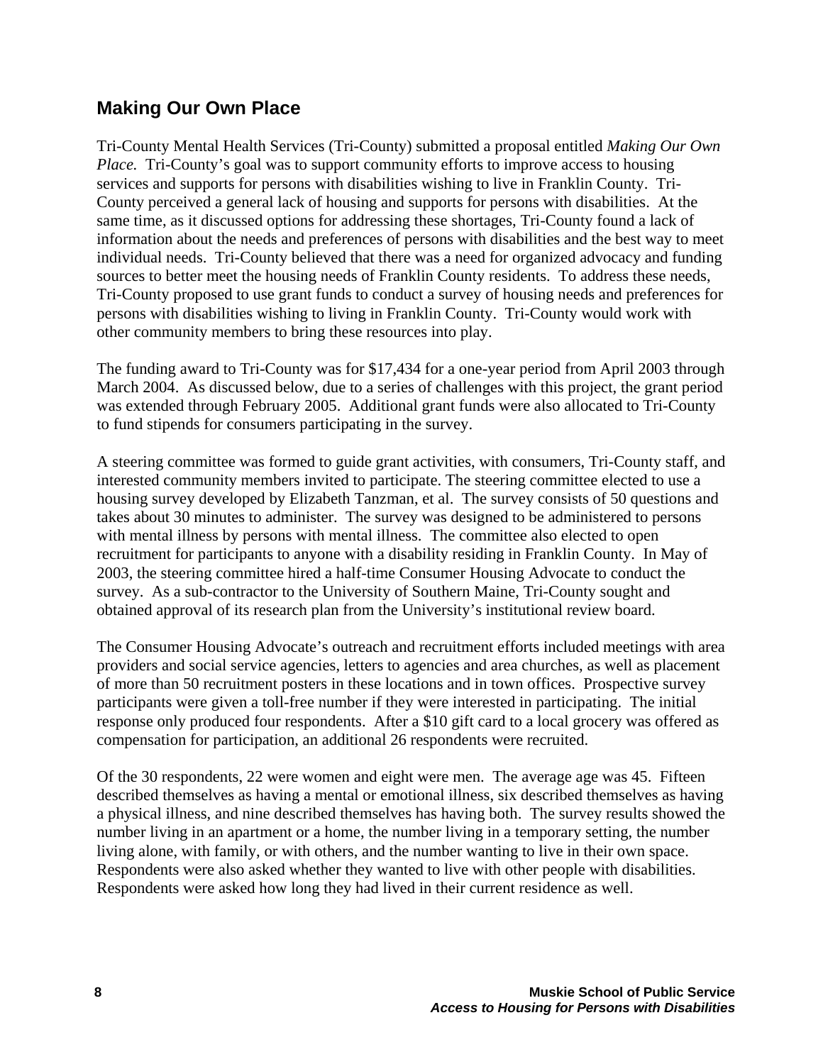## Making Our Own Place

Tri-County Mental Health Services (Tri-County) submitted a proposal entitled *Making Our Own Place.* Tri-County's goal was to support community efforts to improve access to housing services and supports for persons with disabilities wishing to live in Franklin County. Tri-County perceived a general lack of housing and supports for persons with disabilities. At the same time, as it discussed options for addressing these shortages, Tri-County found a lack of information about the needs and preferences of persons with disabilities and the best way to meet individual needs. Tri-County believed that there was a need for organized advocacy and funding sources to better meet the housing needs of Franklin County residents. To address these needs, Tri-County proposed to use grant funds to conduct a survey of housing needs and preferences for persons with disabilities wishing to living in Franklin County. Tri-County would work with other community members to bring these resources into play.

The funding award to Tri-County was for $17,434 for a one-year period from April 2003 through March 2004. As discussed below, due to a series of challenges with this project, the grant period was extended through February 2005. Additional grant funds were also allocated to Tri-County to fund stipends for consumers participating in the survey.

A steering committee was formed to guide grant activities, with consumers, Tri-County staff, and interested community members invited to participate. The steering committee elected to use a housing survey developed by Elizabeth Tanzman, et al. The survey consists of 50 questions and takes about 30 minutes to administer. The survey was designed to be administered to persons with mental illness by persons with mental illness. The committee also elected to open recruitment for participants to anyone with a disability residing in Franklin County. In May of 2003, the steering committee hired a half-time Consumer Housing Advocate to conduct the survey. As a sub-contractor to the University of Southern Maine, Tri-County sought and obtained approval of its research plan from the University's institutional review board.

The Consumer Housing Advocate's outreach and recruitment efforts included meetings with area providers and social service agencies, letters to agencies and area churches, as well as placement of more than 50 recruitment posters in these locations and in town offices. Prospective survey participants were given a toll-free number if they were interested in participating. The initial response only produced four respondents. After a $10 gift card to a local grocery was offered as compensation for participation, an additional 26 respondents were recruited.

Of the 30 respondents, 22 were women and eight were men. The average age was 45. Fifteen described themselves as having a mental or emotional illness, six described themselves as having a physical illness, and nine described themselves has having both. The survey results showed the number living in an apartment or a home, the number living in a temporary setting, the number living alone, with family, or with others, and the number wanting to live in their own space. Respondents were also asked whether they wanted to live with other people with disabilities. Respondents were asked how long they had lived in their current residence as well.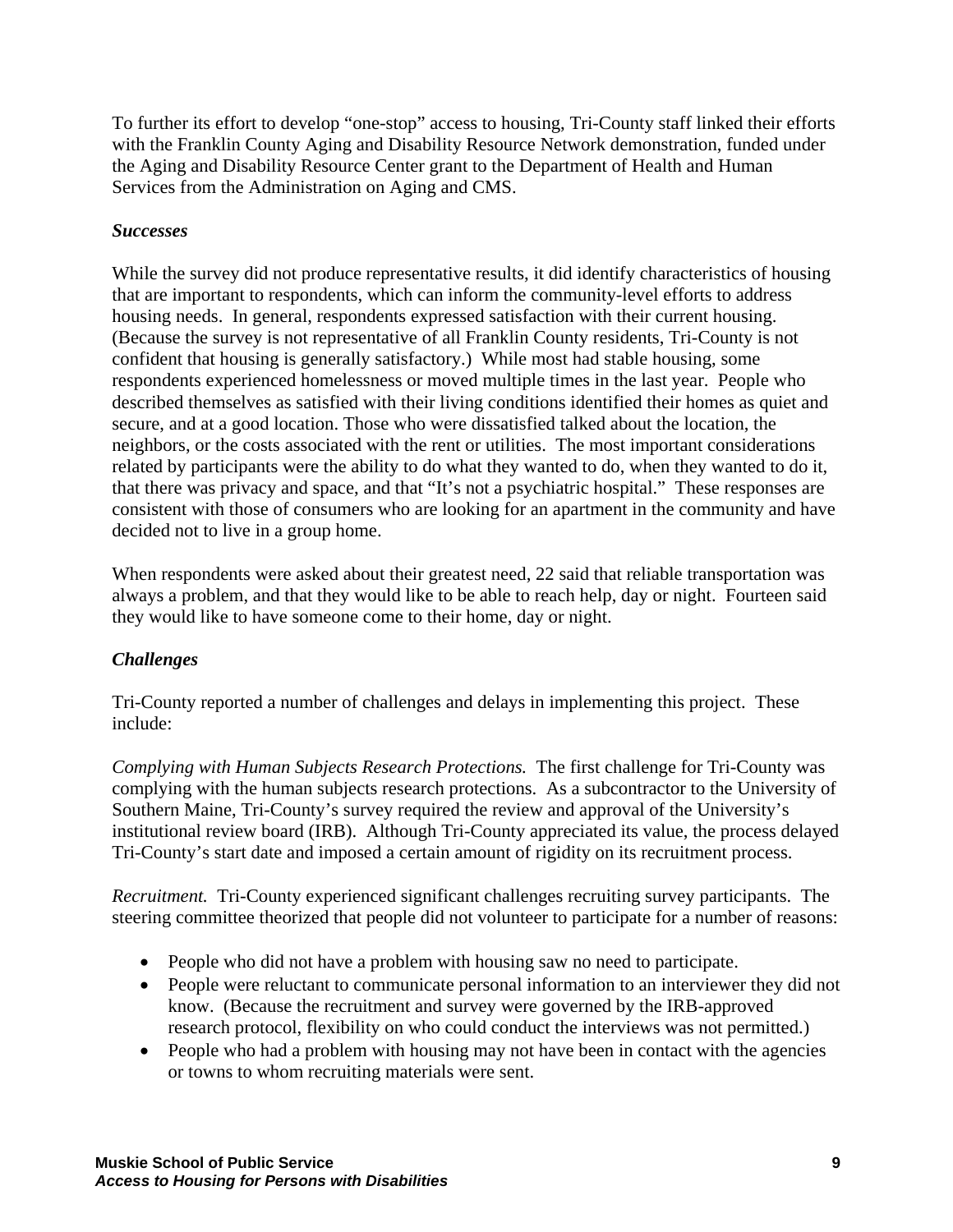To further its effort to develop "one-stop" access to housing, Tri-County staff linked their efforts with the Franklin County Aging and Disability Resource Network demonstration, funded under the Aging and Disability Resource Center grant to the Department of Health and Human Services from the Administration on Aging and CMS.

### *Successes*

While the survey did not produce representative results, it did identify characteristics of housing that are important to respondents, which can inform the community-level efforts to address housing needs. In general, respondents expressed satisfaction with their current housing. (Because the survey is not representative of all Franklin County residents, Tri-County is not confident that housing is generally satisfactory.) While most had stable housing, some respondents experienced homelessness or moved multiple times in the last year. People who described themselves as satisfied with their living conditions identified their homes as quiet and secure, and at a good location. Those who were dissatisfied talked about the location, the neighbors, or the costs associated with the rent or utilities. The most important considerations related by participants were the ability to do what they wanted to do, when they wanted to do it, that there was privacy and space, and that "It's not a psychiatric hospital." These responses are consistent with those of consumers who are looking for an apartment in the community and have decided not to live in a group home.

When respondents were asked about their greatest need, 22 said that reliable transportation was always a problem, and that they would like to be able to reach help, day or night. Fourteen said they would like to have someone come to their home, day or night.

### *Challenges*

Tri-County reported a number of challenges and delays in implementing this project. These include:

*Complying with Human Subjects Research Protections.* The first challenge for Tri-County was complying with the human subjects research protections. As a subcontractor to the University of Southern Maine, Tri-County's survey required the review and approval of the University's institutional review board (IRB). Although Tri-County appreciated its value, the process delayed Tri-County's start date and imposed a certain amount of rigidity on its recruitment process.

*Recruitment.* Tri-County experienced significant challenges recruiting survey participants. The steering committee theorized that people did not volunteer to participate for a number of reasons:

- People who did not have a problem with housing saw no need to participate.
- People were reluctant to communicate personal information to an interviewer they did not know. (Because the recruitment and survey were governed by the IRB-approved research protocol, flexibility on who could conduct the interviews was not permitted.)
- People who had a problem with housing may not have been in contact with the agencies or towns to whom recruiting materials were sent.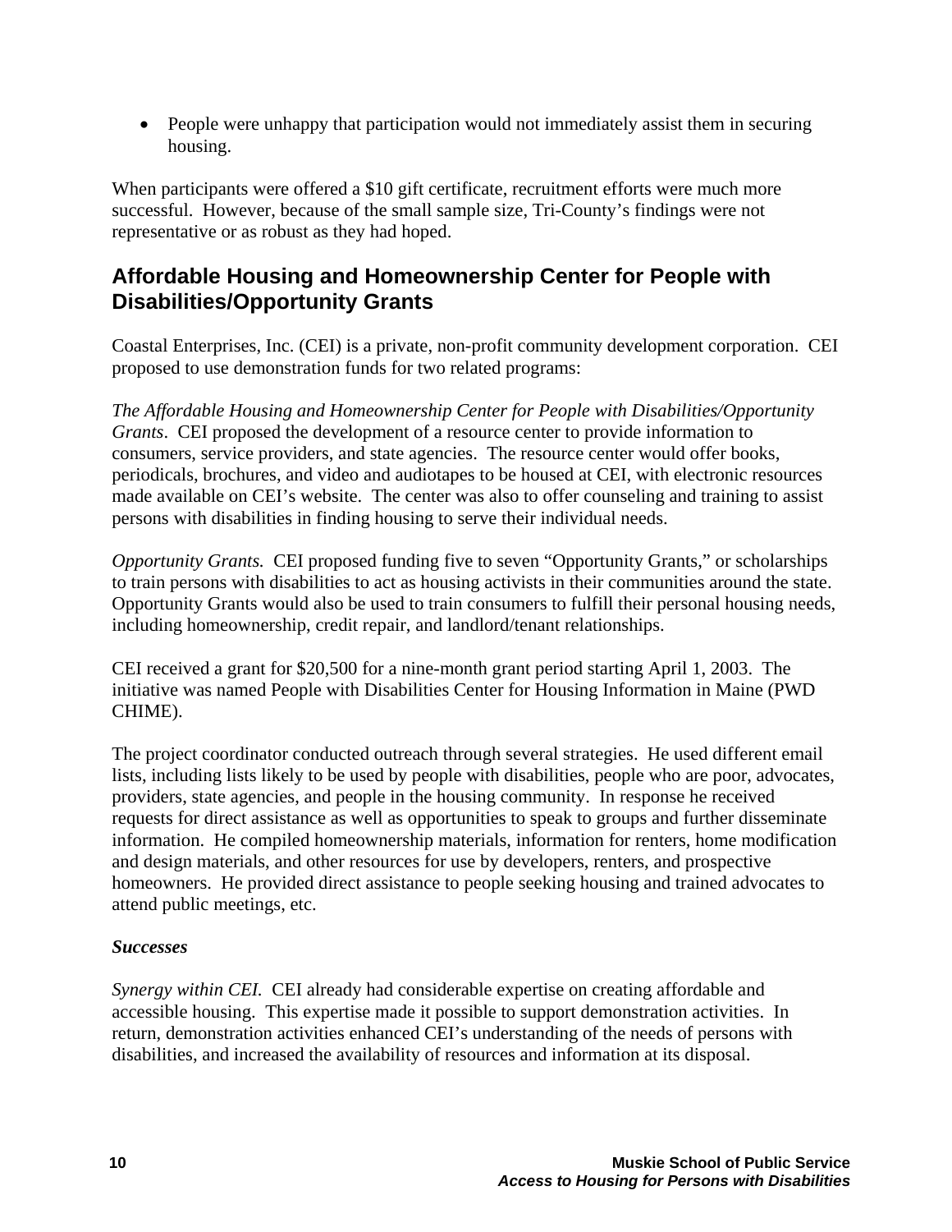- People were unhappy that participation would not immediately assist them in securing housing.

When participants were offered a $10 gift certificate, recruitment efforts were much more successful. However, because of the small sample size, Tri-County's findings were not representative or as robust as they had hoped.

## Affordable Housing and Homeownership Center for People with Disabilities/Opportunity Grants

Coastal Enterprises, Inc. (CEI) is a private, non-profit community development corporation. CEI proposed to use demonstration funds for two related programs:

*The Affordable Housing and Homeownership Center for People with Disabilities/Opportunity Grants*. CEI proposed the development of a resource center to provide information to consumers, service providers, and state agencies. The resource center would offer books, periodicals, brochures, and video and audiotapes to be housed at CEI, with electronic resources made available on CEI's website. The center was also to offer counseling and training to assist persons with disabilities in finding housing to serve their individual needs.

*Opportunity Grants.* CEI proposed funding five to seven "Opportunity Grants," or scholarships to train persons with disabilities to act as housing activists in their communities around the state. Opportunity Grants would also be used to train consumers to fulfill their personal housing needs, including homeownership, credit repair, and landlord/tenant relationships.

CEI received a grant for $20,500 for a nine-month grant period starting April 1, 2003. The initiative was named People with Disabilities Center for Housing Information in Maine (PWD CHIME).

The project coordinator conducted outreach through several strategies. He used different email lists, including lists likely to be used by people with disabilities, people who are poor, advocates, providers, state agencies, and people in the housing community. In response he received requests for direct assistance as well as opportunities to speak to groups and further disseminate information. He compiled homeownership materials, information for renters, home modification and design materials, and other resources for use by developers, renters, and prospective homeowners. He provided direct assistance to people seeking housing and trained advocates to attend public meetings, etc.

***Successes***

*Synergy within CEI.* CEI already had considerable expertise on creating affordable and accessible housing. This expertise made it possible to support demonstration activities. In return, demonstration activities enhanced CEI's understanding of the needs of persons with disabilities, and increased the availability of resources and information at its disposal.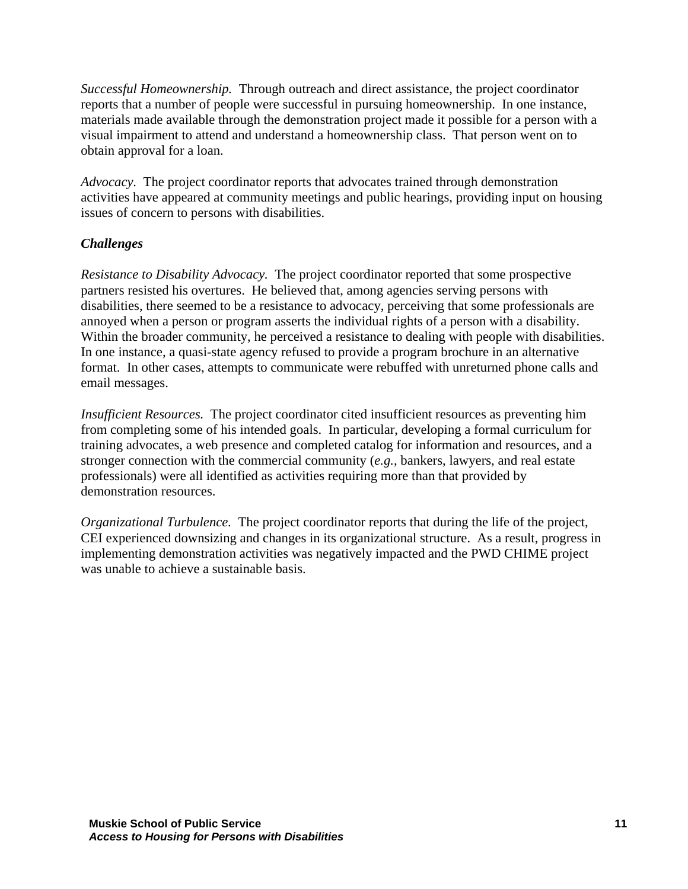*Successful Homeownership.* Through outreach and direct assistance, the project coordinator reports that a number of people were successful in pursuing homeownership. In one instance, materials made available through the demonstration project made it possible for a person with a visual impairment to attend and understand a homeownership class. That person went on to obtain approval for a loan.

*Advocacy.* The project coordinator reports that advocates trained through demonstration activities have appeared at community meetings and public hearings, providing input on housing issues of concern to persons with disabilities.

***Challenges***

*Resistance to Disability Advocacy.* The project coordinator reported that some prospective partners resisted his overtures. He believed that, among agencies serving persons with disabilities, there seemed to be a resistance to advocacy, perceiving that some professionals are annoyed when a person or program asserts the individual rights of a person with a disability. Within the broader community, he perceived a resistance to dealing with people with disabilities. In one instance, a quasi-state agency refused to provide a program brochure in an alternative format. In other cases, attempts to communicate were rebuffed with unreturned phone calls and email messages.

*Insufficient Resources.* The project coordinator cited insufficient resources as preventing him from completing some of his intended goals. In particular, developing a formal curriculum for training advocates, a web presence and completed catalog for information and resources, and a stronger connection with the commercial community (*e.g.*, bankers, lawyers, and real estate professionals) were all identified as activities requiring more than that provided by demonstration resources.

*Organizational Turbulence.* The project coordinator reports that during the life of the project, CEI experienced downsizing and changes in its organizational structure. As a result, progress in implementing demonstration activities was negatively impacted and the PWD CHIME project was unable to achieve a sustainable basis.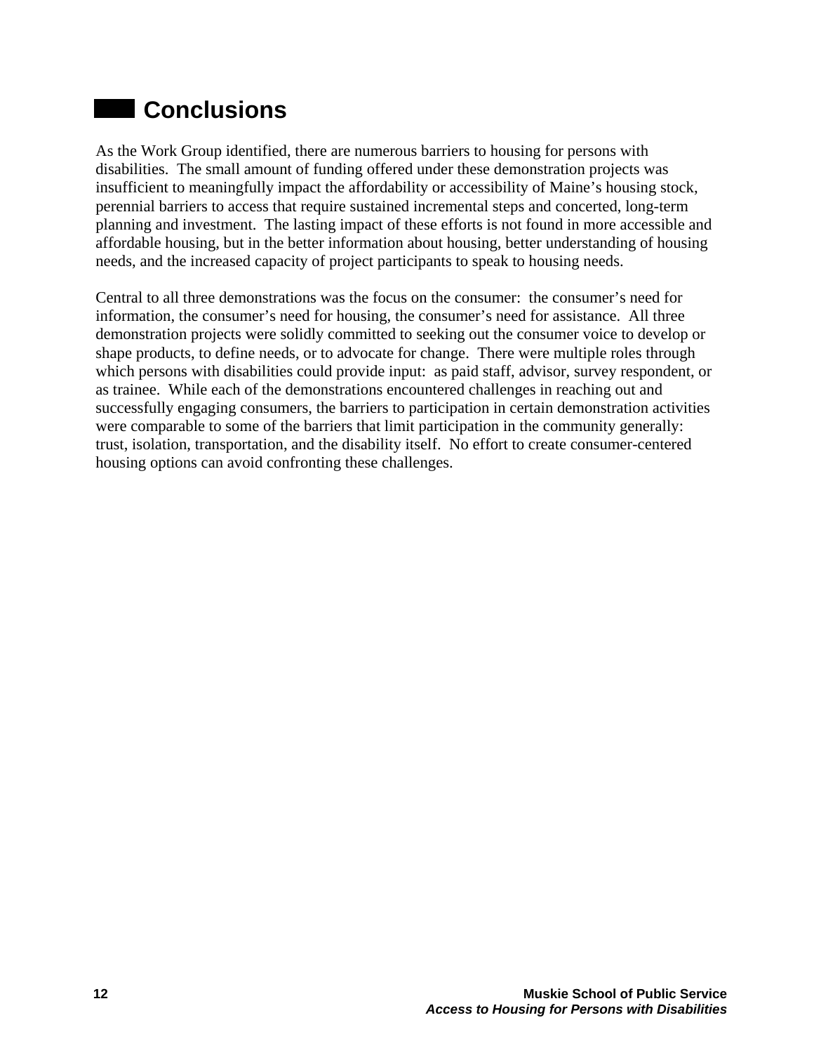# Conclusions

As the Work Group identified, there are numerous barriers to housing for persons with disabilities. The small amount of funding offered under these demonstration projects was insufficient to meaningfully impact the affordability or accessibility of Maine's housing stock, perennial barriers to access that require sustained incremental steps and concerted, long-term planning and investment. The lasting impact of these efforts is not found in more accessible and affordable housing, but in the better information about housing, better understanding of housing needs, and the increased capacity of project participants to speak to housing needs.

Central to all three demonstrations was the focus on the consumer: the consumer's need for information, the consumer's need for housing, the consumer's need for assistance. All three demonstration projects were solidly committed to seeking out the consumer voice to develop or shape products, to define needs, or to advocate for change. There were multiple roles through which persons with disabilities could provide input: as paid staff, advisor, survey respondent, or as trainee. While each of the demonstrations encountered challenges in reaching out and successfully engaging consumers, the barriers to participation in certain demonstration activities were comparable to some of the barriers that limit participation in the community generally: trust, isolation, transportation, and the disability itself. No effort to create consumer-centered housing options can avoid confronting these challenges.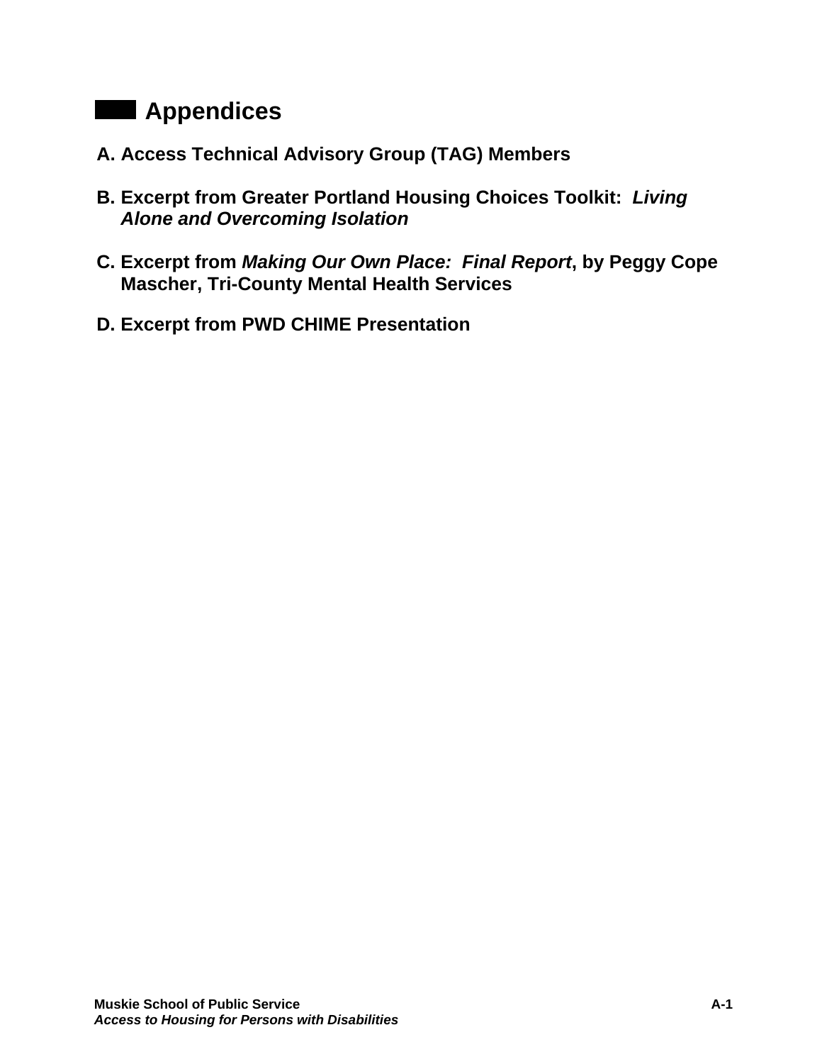# Appendices

**A. Access Technical Advisory Group (TAG) Members**

**B. Excerpt from Greater Portland Housing Choices Toolkit: *Living Alone and Overcoming Isolation***

**C. Excerpt from *Making Our Own Place: Final Report*, by Peggy Cope Mascher, Tri-County Mental Health Services**

**D. Excerpt from PWD CHIME Presentation**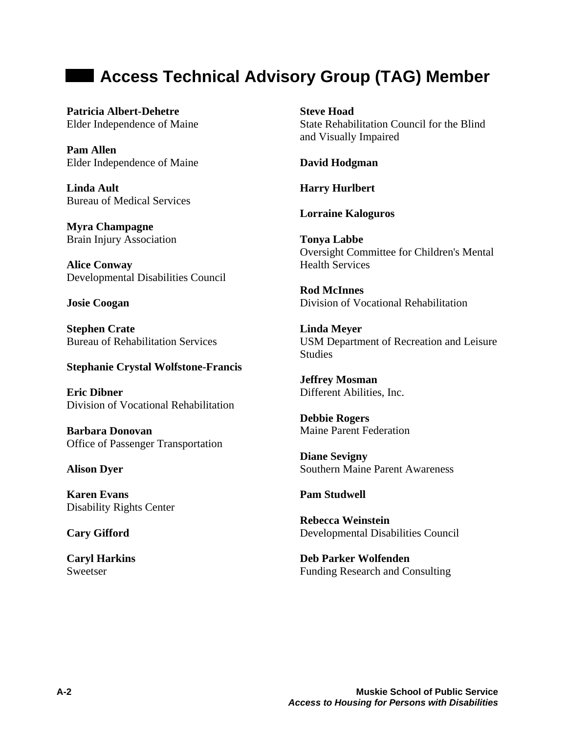## Access Technical Advisory Group (TAG) Member

**Patricia Albert-Dehetre**
Elder Independence of Maine

**Pam Allen**
Elder Independence of Maine

**Linda Ault**
Bureau of Medical Services

**Myra Champagne**
Brain Injury Association

**Alice Conway**
Developmental Disabilities Council

**Josie Coogan**

**Stephen Crate**
Bureau of Rehabilitation Services

**Stephanie Crystal Wolfstone-Francis**

**Eric Dibner**
Division of Vocational Rehabilitation

**Barbara Donovan**
Office of Passenger Transportation

**Alison Dyer**

**Karen Evans**
Disability Rights Center

**Cary Gifford**

**Caryl Harkins**
Sweetser

**Steve Hoad**
State Rehabilitation Council for the Blind and Visually Impaired

**David Hodgman**

**Harry Hurlbert**

**Lorraine Kaloguros**

**Tonya Labbe**
Oversight Committee for Children's Mental Health Services

**Rod McInnes**
Division of Vocational Rehabilitation

**Linda Meyer**
USM Department of Recreation and Leisure Studies

**Jeffrey Mosman**
Different Abilities, Inc.

**Debbie Rogers**
Maine Parent Federation

**Diane Sevigny**
Southern Maine Parent Awareness

**Pam Studwell**

**Rebecca Weinstein**
Developmental Disabilities Council

**Deb Parker Wolfenden**
Funding Research and Consulting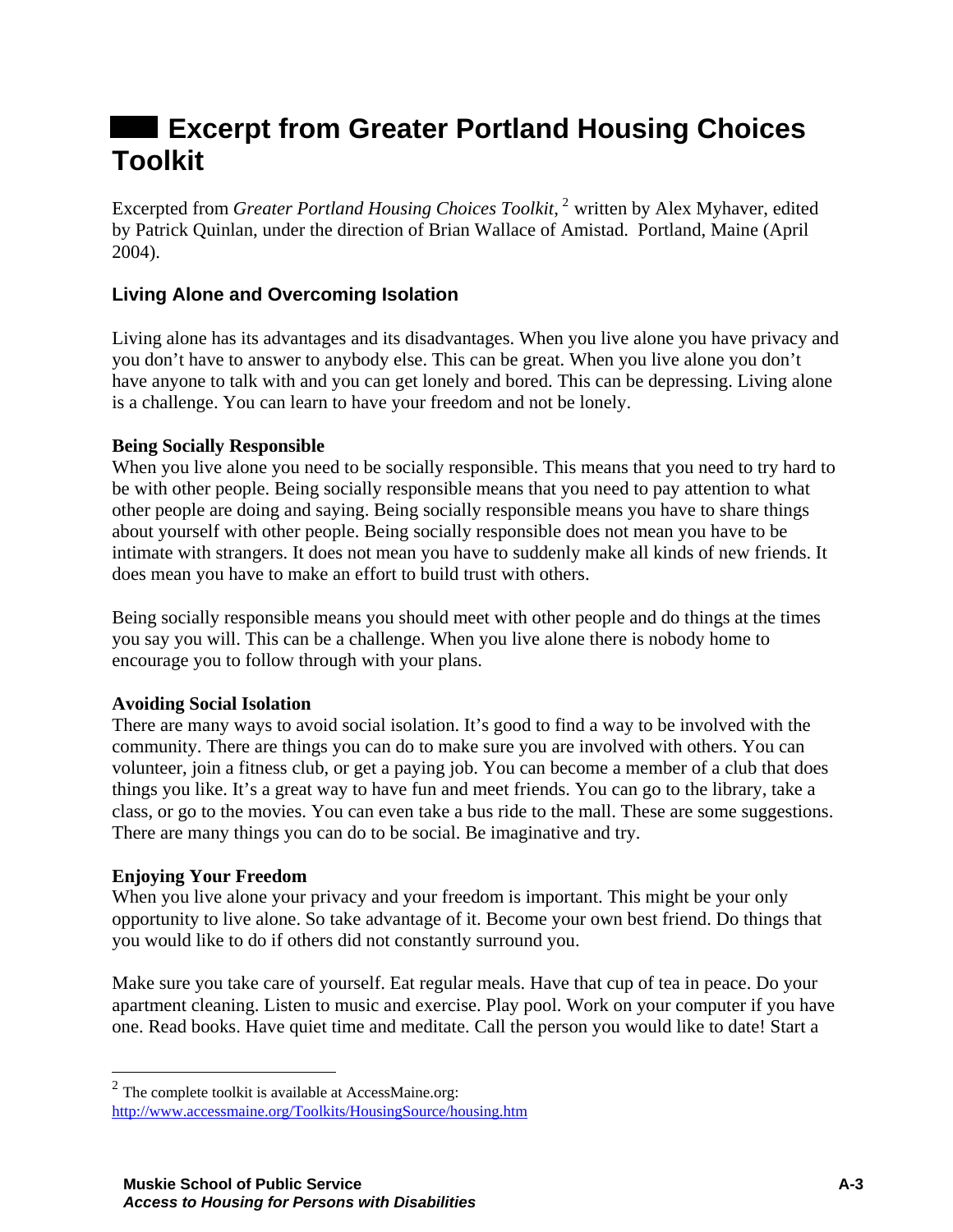# Excerpt from Greater Portland Housing Choices Toolkit

Excerpted from *Greater Portland Housing Choices Toolkit*, [2] written by Alex Myhaver, edited by Patrick Quinlan, under the direction of Brian Wallace of Amistad. Portland, Maine (April 2004).

## Living Alone and Overcoming Isolation

Living alone has its advantages and its disadvantages. When you live alone you have privacy and you don't have to answer to anybody else. This can be great. When you live alone you don't have anyone to talk with and you can get lonely and bored. This can be depressing. Living alone is a challenge. You can learn to have your freedom and not be lonely.

**Being Socially Responsible**
When you live alone you need to be socially responsible. This means that you need to try hard to be with other people. Being socially responsible means that you need to pay attention to what other people are doing and saying. Being socially responsible means you have to share things about yourself with other people. Being socially responsible does not mean you have to be intimate with strangers. It does not mean you have to suddenly make all kinds of new friends. It does mean you have to make an effort to build trust with others.

Being socially responsible means you should meet with other people and do things at the times you say you will. This can be a challenge. When you live alone there is nobody home to encourage you to follow through with your plans.

**Avoiding Social Isolation**
There are many ways to avoid social isolation. It's good to find a way to be involved with the community. There are things you can do to make sure you are involved with others. You can volunteer, join a fitness club, or get a paying job. You can become a member of a club that does things you like. It's a great way to have fun and meet friends. You can go to the library, take a class, or go to the movies. You can even take a bus ride to the mall. These are some suggestions. There are many things you can do to be social. Be imaginative and try.

**Enjoying Your Freedom**
When you live alone your privacy and your freedom is important. This might be your only opportunity to live alone. So take advantage of it. Become your own best friend. Do things that you would like to do if others did not constantly surround you.

Make sure you take care of yourself. Eat regular meals. Have that cup of tea in peace. Do your apartment cleaning. Listen to music and exercise. Play pool. Work on your computer if you have one. Read books. Have quiet time and meditate. Call the person you would like to date! Start a

[2] The complete toolkit is available at AccessMaine.org: http://www.accessmaine.org/Toolkits/HousingSource/housing.htm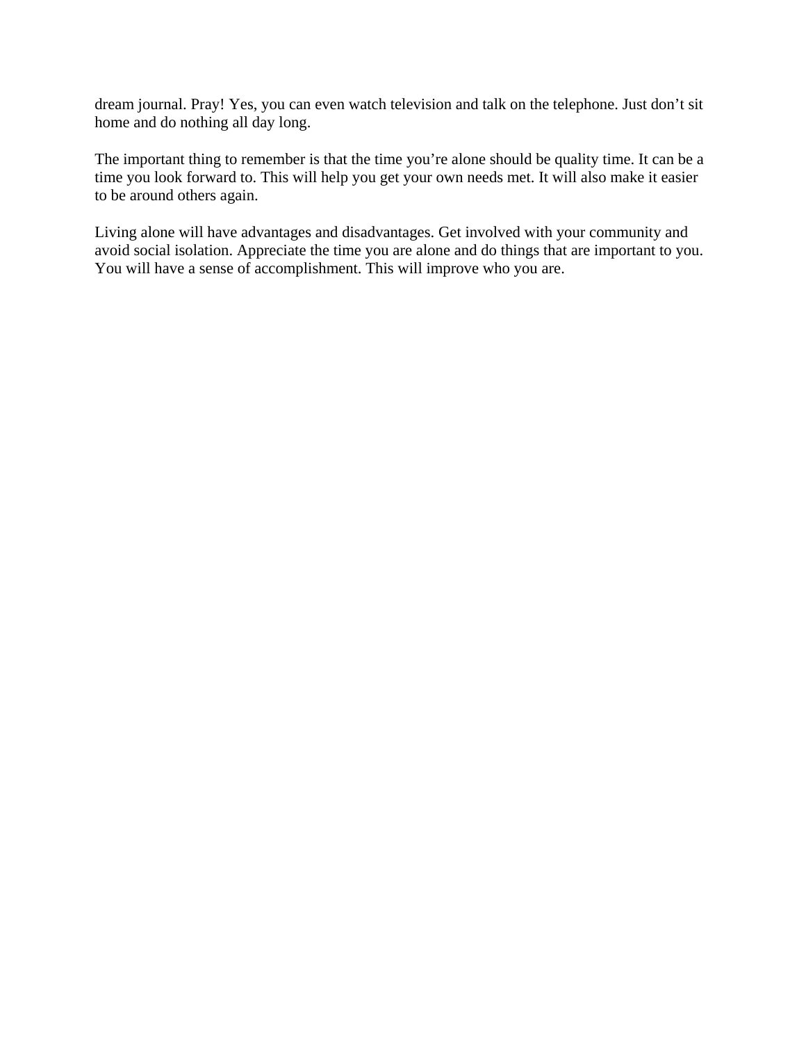dream journal. Pray! Yes, you can even watch television and talk on the telephone. Just don't sit home and do nothing all day long.

The important thing to remember is that the time you're alone should be quality time. It can be a time you look forward to. This will help you get your own needs met. It will also make it easier to be around others again.

Living alone will have advantages and disadvantages. Get involved with your community and avoid social isolation. Appreciate the time you are alone and do things that are important to you. You will have a sense of accomplishment. This will improve who you are.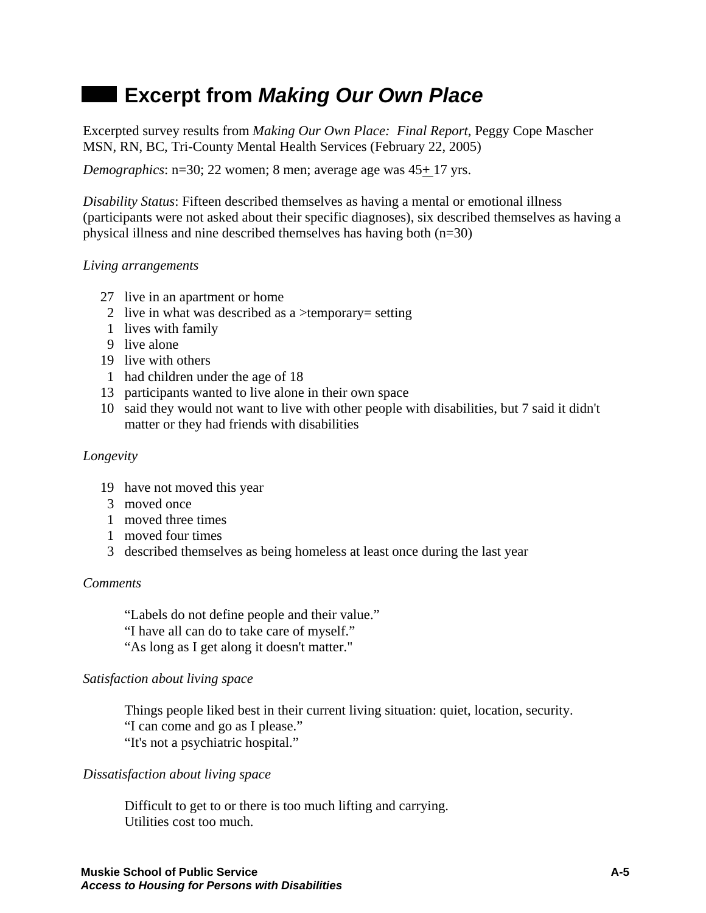# Excerpt from *Making Our Own Place*

Excerpted survey results from *Making Our Own Place: Final Report*, Peggy Cope Mascher MSN, RN, BC, Tri-County Mental Health Services (February 22, 2005)

*Demographics*: n=30; 22 women; 8 men; average age was 45+ 17 yrs.

*Disability Status*: Fifteen described themselves as having a mental or emotional illness (participants were not asked about their specific diagnoses), six described themselves as having a physical illness and nine described themselves has having both (n=30)

*Living arrangements*

- 27 live in an apartment or home
- 2 live in what was described as a >temporary= setting
- 1 lives with family
- 9 live alone
- 19 live with others
- 1 had children under the age of 18
- 13 participants wanted to live alone in their own space
- 10 said they would not want to live with other people with disabilities, but 7 said it didn't matter or they had friends with disabilities

*Longevity*

- 19 have not moved this year
- 3 moved once
- 1 moved three times
- 1 moved four times
- 3 described themselves as being homeless at least once during the last year

*Comments*

"Labels do not define people and their value."
"I have all can do to take care of myself."
"As long as I get along it doesn't matter."

*Satisfaction about living space*

Things people liked best in their current living situation: quiet, location, security.
"I can come and go as I please."
"It's not a psychiatric hospital."

*Dissatisfaction about living space*

Difficult to get to or there is too much lifting and carrying.
Utilities cost too much.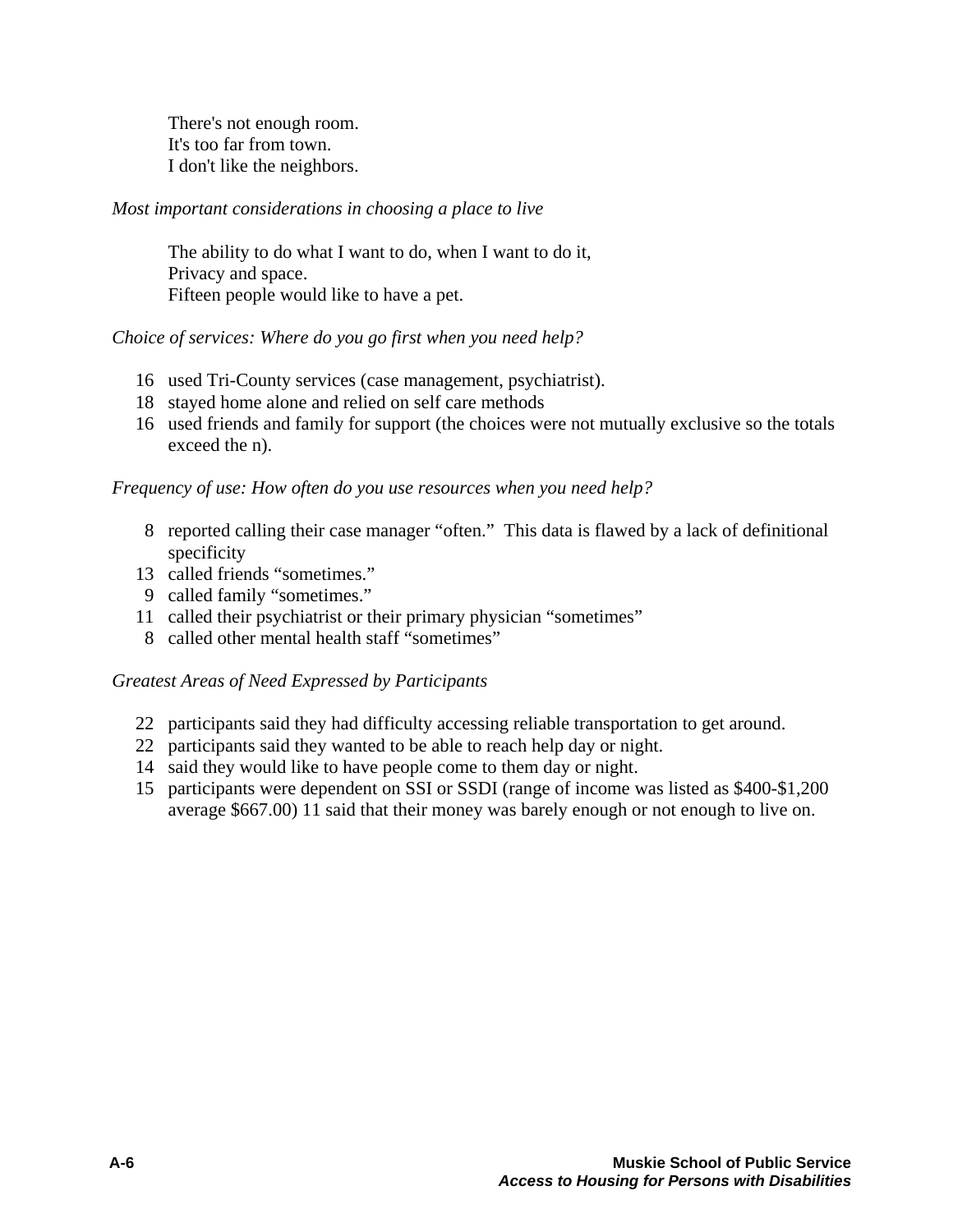There's not enough room.
It's too far from town.
I don't like the neighbors.

*Most important considerations in choosing a place to live*

The ability to do what I want to do, when I want to do it,
Privacy and space.
Fifteen people would like to have a pet.

*Choice of services: Where do you go first when you need help?*

- 16 used Tri-County services (case management, psychiatrist).
- 18 stayed home alone and relied on self care methods
- 16 used friends and family for support (the choices were not mutually exclusive so the totals exceed the n).

*Frequency of use: How often do you use resources when you need help?*

- 8 reported calling their case manager "often." This data is flawed by a lack of definitional specificity
- 13 called friends "sometimes."
- 9 called family "sometimes."
- 11 called their psychiatrist or their primary physician "sometimes"
- 8 called other mental health staff "sometimes"

*Greatest Areas of Need Expressed by Participants*

- 22 participants said they had difficulty accessing reliable transportation to get around.
- 22 participants said they wanted to be able to reach help day or night.
- 14 said they would like to have people come to them day or night.
- 15 participants were dependent on SSI or SSDI (range of income was listed as $400-$1,200 average $667.00) 11 said that their money was barely enough or not enough to live on.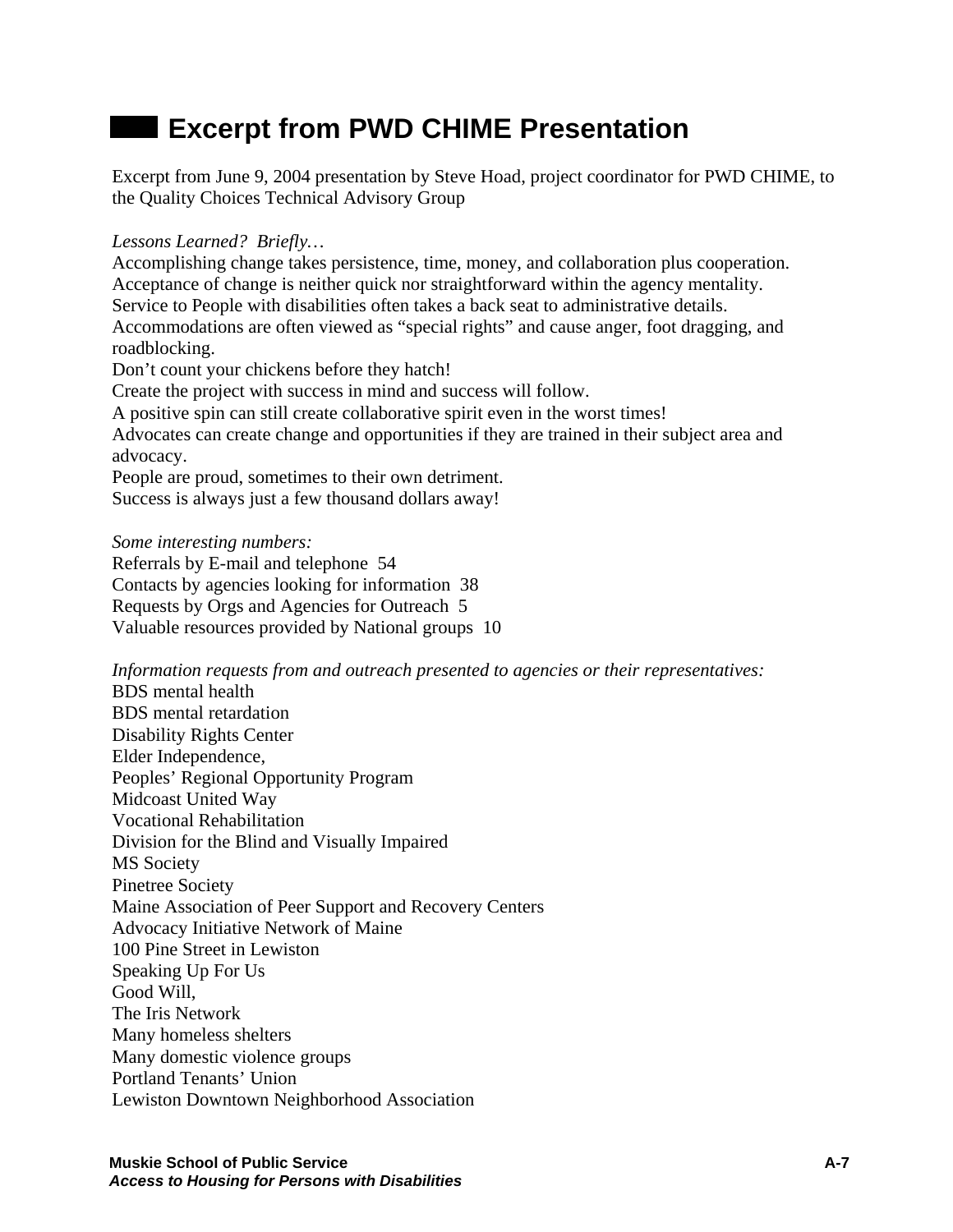# Excerpt from PWD CHIME Presentation

Excerpt from June 9, 2004 presentation by Steve Hoad, project coordinator for PWD CHIME, to the Quality Choices Technical Advisory Group

*Lessons Learned? Briefly…*

Accomplishing change takes persistence, time, money, and collaboration plus cooperation.
Acceptance of change is neither quick nor straightforward within the agency mentality.
Service to People with disabilities often takes a back seat to administrative details.
Accommodations are often viewed as "special rights" and cause anger, foot dragging, and roadblocking.
Don't count your chickens before they hatch!
Create the project with success in mind and success will follow.
A positive spin can still create collaborative spirit even in the worst times!
Advocates can create change and opportunities if they are trained in their subject area and advocacy.
People are proud, sometimes to their own detriment.
Success is always just a few thousand dollars away!

*Some interesting numbers:*

Referrals by E-mail and telephone 54
Contacts by agencies looking for information 38
Requests by Orgs and Agencies for Outreach 5
Valuable resources provided by National groups 10

*Information requests from and outreach presented to agencies or their representatives:*

BDS mental health
BDS mental retardation
Disability Rights Center
Elder Independence,
Peoples' Regional Opportunity Program
Midcoast United Way
Vocational Rehabilitation
Division for the Blind and Visually Impaired
MS Society
Pinetree Society
Maine Association of Peer Support and Recovery Centers
Advocacy Initiative Network of Maine
100 Pine Street in Lewiston
Speaking Up For Us
Good Will,
The Iris Network
Many homeless shelters
Many domestic violence groups
Portland Tenants' Union
Lewiston Downtown Neighborhood Association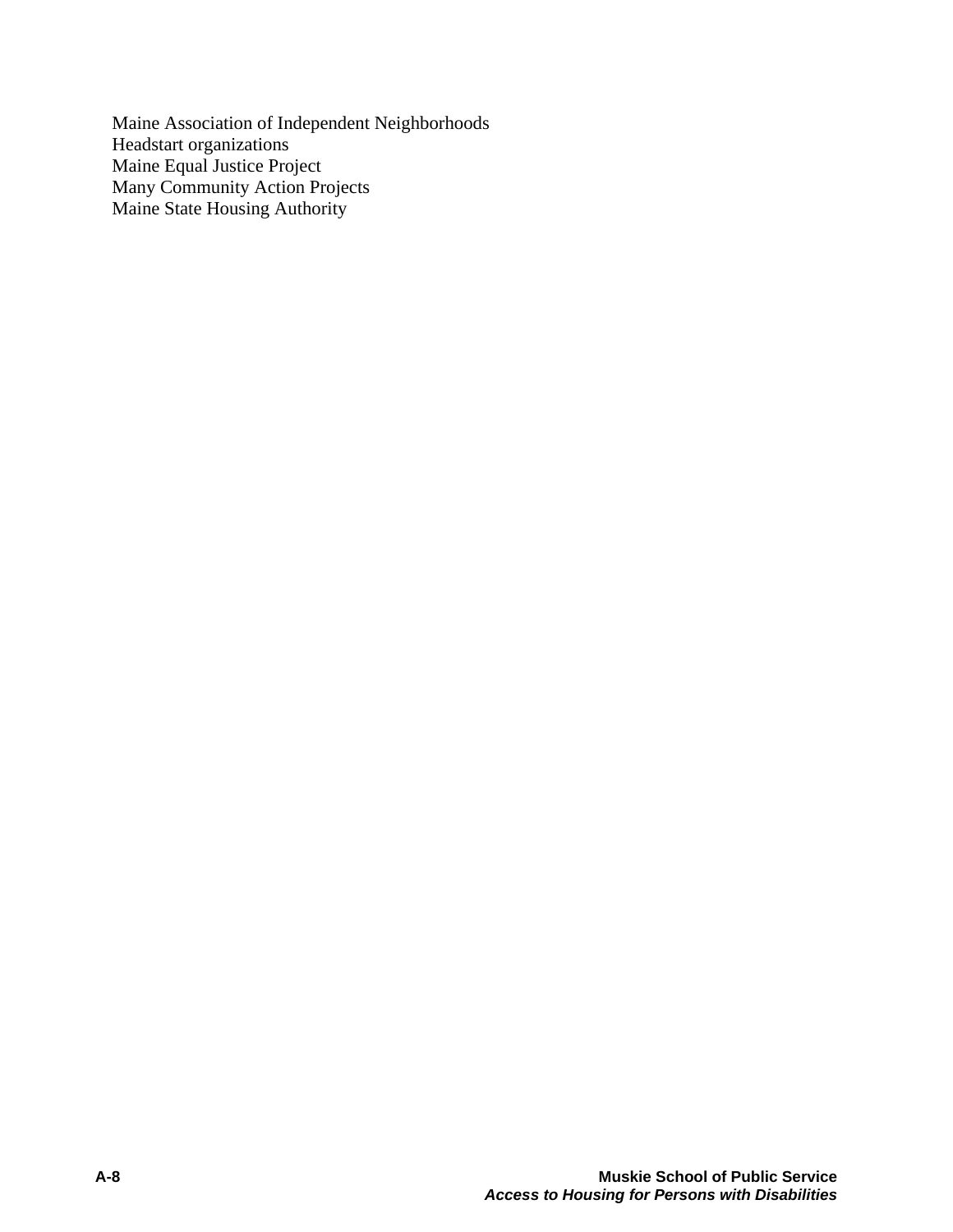Maine Association of Independent Neighborhoods
Headstart organizations
Maine Equal Justice Project
Many Community Action Projects
Maine State Housing Authority